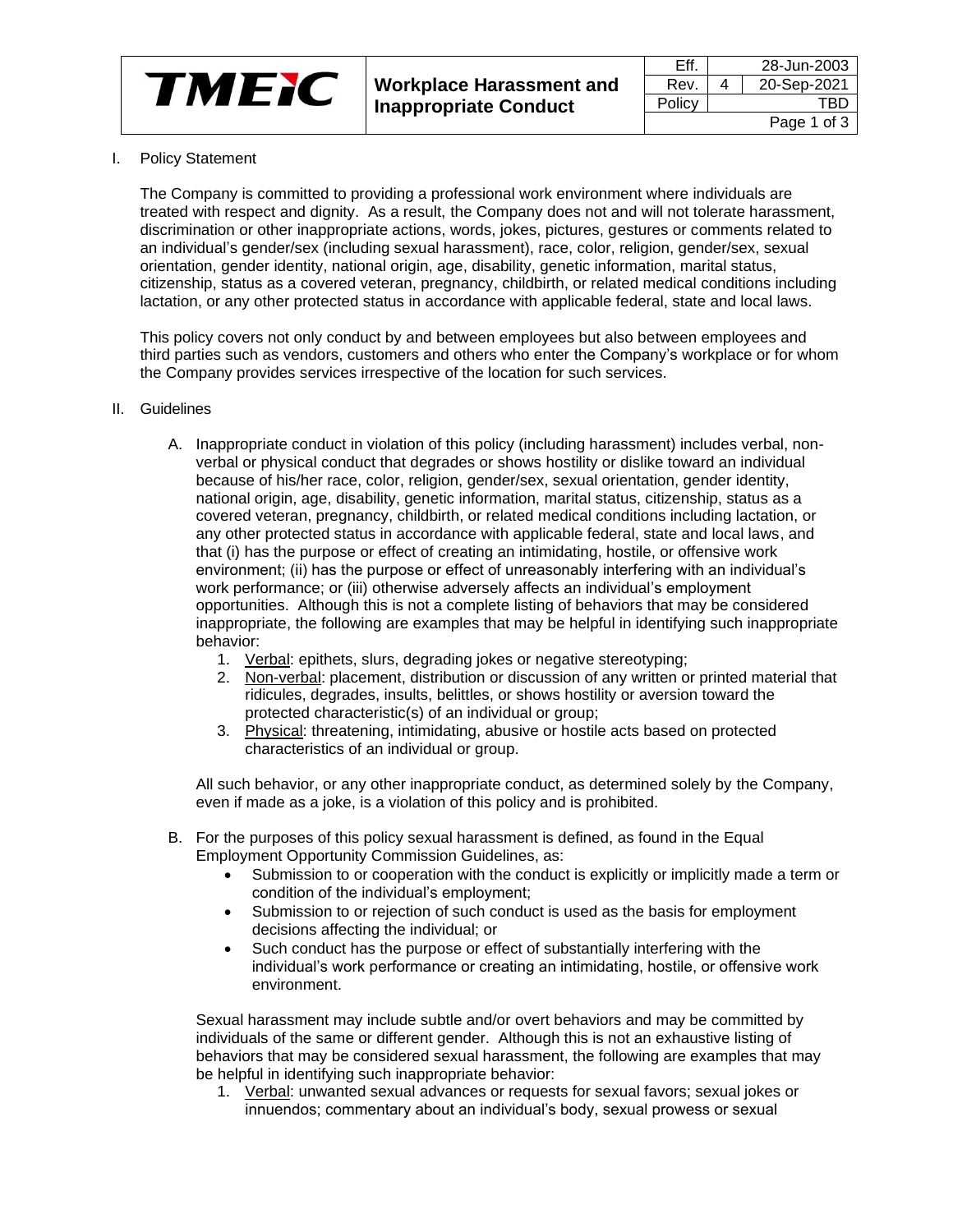| TMEIC | Workplace Harassment and Inappropriate Conduct | Eff. | | 28-Jun-2003 |
|---|---|---|---|---|
| | | Rev. | 4 | 20-Sep-2021 |
| | | Policy | | TBD |

I. Policy Statement

The Company is committed to providing a professional work environment where individuals are treated with respect and dignity. As a result, the Company does not and will not tolerate harassment, discrimination or other inappropriate actions, words, jokes, pictures, gestures or comments related to an individual's gender/sex (including sexual harassment), race, color, religion, gender/sex, sexual orientation, gender identity, national origin, age, disability, genetic information, marital status, citizenship, status as a covered veteran, pregnancy, childbirth, or related medical conditions including lactation, or any other protected status in accordance with applicable federal, state and local laws.

This policy covers not only conduct by and between employees but also between employees and third parties such as vendors, customers and others who enter the Company's workplace or for whom the Company provides services irrespective of the location for such services.

II. Guidelines

A. Inappropriate conduct in violation of this policy (including harassment) includes verbal, non-verbal or physical conduct that degrades or shows hostility or dislike toward an individual because of his/her race, color, religion, gender/sex, sexual orientation, gender identity, national origin, age, disability, genetic information, marital status, citizenship, status as a covered veteran, pregnancy, childbirth, or related medical conditions including lactation, or any other protected status in accordance with applicable federal, state and local laws, and that (i) has the purpose or effect of creating an intimidating, hostile, or offensive work environment; (ii) has the purpose or effect of unreasonably interfering with an individual's work performance; or (iii) otherwise adversely affects an individual's employment opportunities. Although this is not a complete listing of behaviors that may be considered inappropriate, the following are examples that may be helpful in identifying such inappropriate behavior:

1. <u>Verbal</u>: epithets, slurs, degrading jokes or negative stereotyping;
2. <u>Non-verbal</u>: placement, distribution or discussion of any written or printed material that ridicules, degrades, insults, belittles, or shows hostility or aversion toward the protected characteristic(s) of an individual or group;
3. <u>Physical</u>: threatening, intimidating, abusive or hostile acts based on protected characteristics of an individual or group.

All such behavior, or any other inappropriate conduct, as determined solely by the Company, even if made as a joke, is a violation of this policy and is prohibited.

B. For the purposes of this policy sexual harassment is defined, as found in the Equal Employment Opportunity Commission Guidelines, as:

- Submission to or cooperation with the conduct is explicitly or implicitly made a term or condition of the individual's employment;
- Submission to or rejection of such conduct is used as the basis for employment decisions affecting the individual; or
- Such conduct has the purpose or effect of substantially interfering with the individual's work performance or creating an intimidating, hostile, or offensive work environment.

Sexual harassment may include subtle and/or overt behaviors and may be committed by individuals of the same or different gender. Although this is not an exhaustive listing of behaviors that may be considered sexual harassment, the following are examples that may be helpful in identifying such inappropriate behavior:

1. <u>Verbal</u>: unwanted sexual advances or requests for sexual favors; sexual jokes or innuendos; commentary about an individual's body, sexual prowess or sexual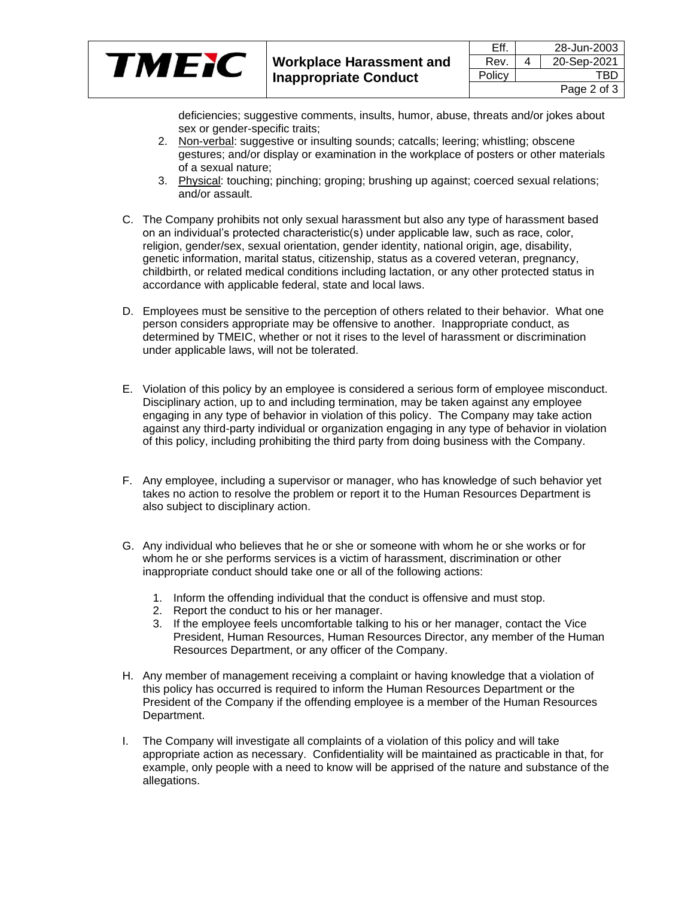deficiencies; suggestive comments, insults, humor, abuse, threats and/or jokes about sex or gender-specific traits;

2. Non-verbal: suggestive or insulting sounds; catcalls; leering; whistling; obscene gestures; and/or display or examination in the workplace of posters or other materials of a sexual nature;
3. Physical: touching; pinching; groping; brushing up against; coerced sexual relations; and/or assault.

C. The Company prohibits not only sexual harassment but also any type of harassment based on an individual's protected characteristic(s) under applicable law, such as race, color, religion, gender/sex, sexual orientation, gender identity, national origin, age, disability, genetic information, marital status, citizenship, status as a covered veteran, pregnancy, childbirth, or related medical conditions including lactation, or any other protected status in accordance with applicable federal, state and local laws.

D. Employees must be sensitive to the perception of others related to their behavior. What one person considers appropriate may be offensive to another. Inappropriate conduct, as determined by TMEIC, whether or not it rises to the level of harassment or discrimination under applicable laws, will not be tolerated.

E. Violation of this policy by an employee is considered a serious form of employee misconduct. Disciplinary action, up to and including termination, may be taken against any employee engaging in any type of behavior in violation of this policy. The Company may take action against any third-party individual or organization engaging in any type of behavior in violation of this policy, including prohibiting the third party from doing business with the Company.

F. Any employee, including a supervisor or manager, who has knowledge of such behavior yet takes no action to resolve the problem or report it to the Human Resources Department is also subject to disciplinary action.

G. Any individual who believes that he or she or someone with whom he or she works or for whom he or she performs services is a victim of harassment, discrimination or other inappropriate conduct should take one or all of the following actions:

1. Inform the offending individual that the conduct is offensive and must stop.
2. Report the conduct to his or her manager.
3. If the employee feels uncomfortable talking to his or her manager, contact the Vice President, Human Resources, Human Resources Director, any member of the Human Resources Department, or any officer of the Company.

H. Any member of management receiving a complaint or having knowledge that a violation of this policy has occurred is required to inform the Human Resources Department or the President of the Company if the offending employee is a member of the Human Resources Department.

I. The Company will investigate all complaints of a violation of this policy and will take appropriate action as necessary. Confidentiality will be maintained as practicable in that, for example, only people with a need to know will be apprised of the nature and substance of the allegations.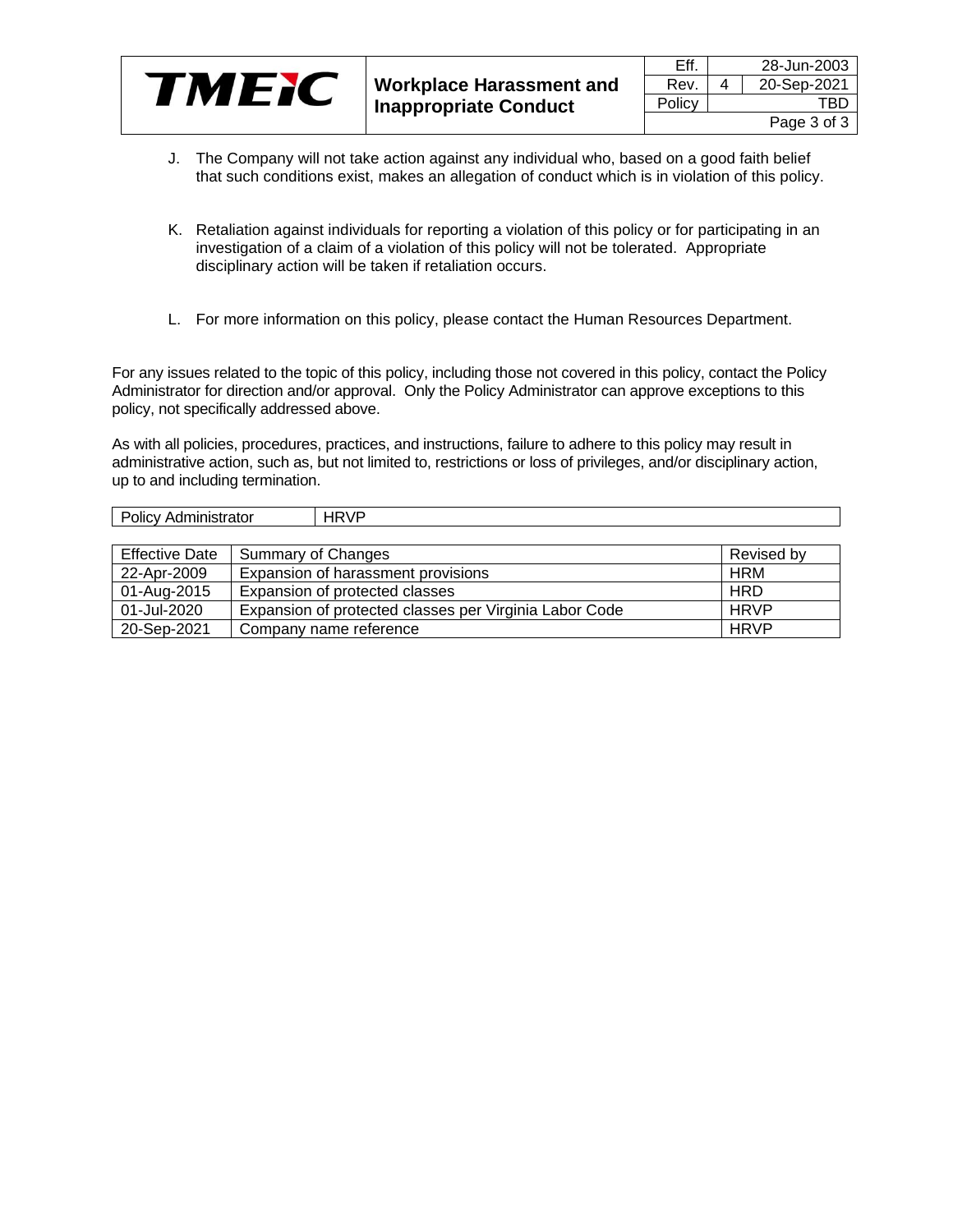J. The Company will not take action against any individual who, based on a good faith belief that such conditions exist, makes an allegation of conduct which is in violation of this policy.

K. Retaliation against individuals for reporting a violation of this policy or for participating in an investigation of a claim of a violation of this policy will not be tolerated. Appropriate disciplinary action will be taken if retaliation occurs.

L. For more information on this policy, please contact the Human Resources Department.

For any issues related to the topic of this policy, including those not covered in this policy, contact the Policy Administrator for direction and/or approval. Only the Policy Administrator can approve exceptions to this policy, not specifically addressed above.

As with all policies, procedures, practices, and instructions, failure to adhere to this policy may result in administrative action, such as, but not limited to, restrictions or loss of privileges, and/or disciplinary action, up to and including termination.

| | |
|---|---|
| Policy Administrator | HRVP |

| Effective Date | Summary of Changes | Revised by |
|---|---|---|
| 22-Apr-2009 | Expansion of harassment provisions | HRM |
| 01-Aug-2015 | Expansion of protected classes | HRD |
| 01-Jul-2020 | Expansion of protected classes per Virginia Labor Code | HRVP |
| 20-Sep-2021 | Company name reference | HRVP |